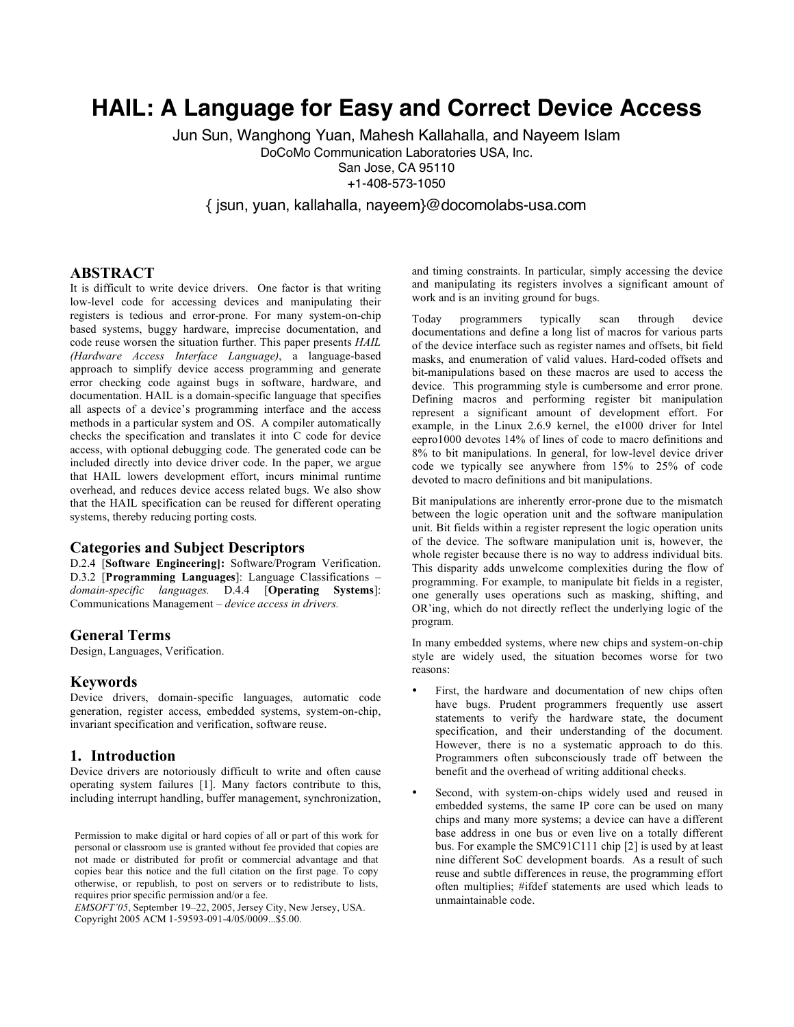# HAIL: A Language for Easy and Correct Device Access

Jun Sun, Wanghong Yuan, Mahesh Kallahalla, and Nayeem Islam
DoCoMo Communication Laboratories USA, Inc.
San Jose, CA 95110
+1-408-573-1050

{ jsun, yuan, kallahalla, nayeem}@docomolabs-usa.com

## ABSTRACT

It is difficult to write device drivers. One factor is that writing low-level code for accessing devices and manipulating their registers is tedious and error-prone. For many system-on-chip based systems, buggy hardware, imprecise documentation, and code reuse worsen the situation further. This paper presents *HAIL (Hardware Access Interface Language)*, a language-based approach to simplify device access programming and generate error checking code against bugs in software, hardware, and documentation. HAIL is a domain-specific language that specifies all aspects of a device's programming interface and the access methods in a particular system and OS. A compiler automatically checks the specification and translates it into C code for device access, with optional debugging code. The generated code can be included directly into device driver code. In the paper, we argue that HAIL lowers development effort, incurs minimal runtime overhead, and reduces device access related bugs. We also show that the HAIL specification can be reused for different operating systems, thereby reducing porting costs.

## Categories and Subject Descriptors

D.2.4 [**Software Engineering]:** Software/Program Verification. D.3.2 [**Programming Languages**]: Language Classifications – *domain-specific languages.* D.4.4 [**Operating Systems**]: Communications Management – *device access in drivers.*

## General Terms

Design, Languages, Verification.

## Keywords

Device drivers, domain-specific languages, automatic code generation, register access, embedded systems, system-on-chip, invariant specification and verification, software reuse.

## 1. Introduction

Device drivers are notoriously difficult to write and often cause operating system failures [1]. Many factors contribute to this, including interrupt handling, buffer management, synchronization, and timing constraints. In particular, simply accessing the device and manipulating its registers involves a significant amount of work and is an inviting ground for bugs.

Today programmers typically scan through device documentations and define a long list of macros for various parts of the device interface such as register names and offsets, bit field masks, and enumeration of valid values. Hard-coded offsets and bit-manipulations based on these macros are used to access the device. This programming style is cumbersome and error prone. Defining macros and performing register bit manipulation represent a significant amount of development effort. For example, in the Linux 2.6.9 kernel, the e1000 driver for Intel eepro1000 devotes 14% of lines of code to macro definitions and 8% to bit manipulations. In general, for low-level device driver code we typically see anywhere from 15% to 25% of code devoted to macro definitions and bit manipulations.

Bit manipulations are inherently error-prone due to the mismatch between the logic operation unit and the software manipulation unit. Bit fields within a register represent the logic operation units of the device. The software manipulation unit is, however, the whole register because there is no way to address individual bits. This disparity adds unwelcome complexities during the flow of programming. For example, to manipulate bit fields in a register, one generally uses operations such as masking, shifting, and OR'ing, which do not directly reflect the underlying logic of the program.

In many embedded systems, where new chips and system-on-chip style are widely used, the situation becomes worse for two reasons:

- First, the hardware and documentation of new chips often have bugs. Prudent programmers frequently use assert statements to verify the hardware state, the document specification, and their understanding of the document. However, there is no a systematic approach to do this. Programmers often subconsciously trade off between the benefit and the overhead of writing additional checks.
- Second, with system-on-chips widely used and reused in embedded systems, the same IP core can be used on many chips and many more systems; a device can have a different base address in one bus or even live on a totally different bus. For example the SMC91C111 chip [2] is used by at least nine different SoC development boards. As a result of such reuse and subtle differences in reuse, the programming effort often multiplies; #ifdef statements are used which leads to unmaintainable code.

Permission to make digital or hard copies of all or part of this work for personal or classroom use is granted without fee provided that copies are not made or distributed for profit or commercial advantage and that copies bear this notice and the full citation on the first page. To copy otherwise, or republish, to post on servers or to redistribute to lists, requires prior specific permission and/or a fee.
*EMSOFT'05*, September 19–22, 2005, Jersey City, New Jersey, USA.
Copyright 2005 ACM 1-59593-091-4/05/0009...$5.00.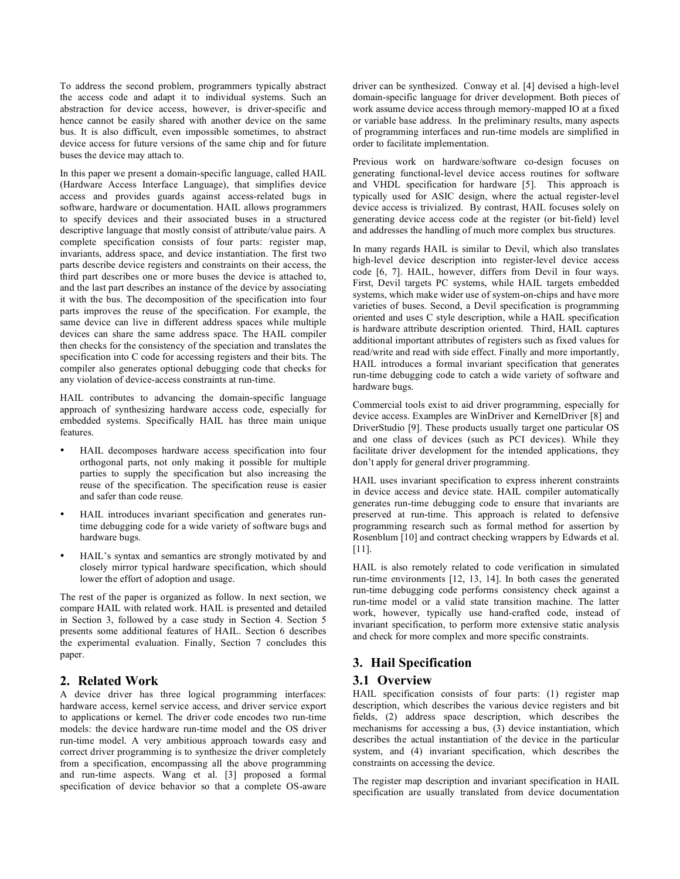To address the second problem, programmers typically abstract the access code and adapt it to individual systems. Such an abstraction for device access, however, is driver-specific and hence cannot be easily shared with another device on the same bus. It is also difficult, even impossible sometimes, to abstract device access for future versions of the same chip and for future buses the device may attach to.

In this paper we present a domain-specific language, called HAIL (Hardware Access Interface Language), that simplifies device access and provides guards against access-related bugs in software, hardware or documentation. HAIL allows programmers to specify devices and their associated buses in a structured descriptive language that mostly consist of attribute/value pairs. A complete specification consists of four parts: register map, invariants, address space, and device instantiation. The first two parts describe device registers and constraints on their access, the third part describes one or more buses the device is attached to, and the last part describes an instance of the device by associating it with the bus. The decomposition of the specification into four parts improves the reuse of the specification. For example, the same device can live in different address spaces while multiple devices can share the same address space. The HAIL compiler then checks for the consistency of the speciation and translates the specification into C code for accessing registers and their bits. The compiler also generates optional debugging code that checks for any violation of device-access constraints at run-time.

HAIL contributes to advancing the domain-specific language approach of synthesizing hardware access code, especially for embedded systems. Specifically HAIL has three main unique features.

- HAIL decomposes hardware access specification into four orthogonal parts, not only making it possible for multiple parties to supply the specification but also increasing the reuse of the specification. The specification reuse is easier and safer than code reuse.
- HAIL introduces invariant specification and generates run-time debugging code for a wide variety of software bugs and hardware bugs.
- HAIL's syntax and semantics are strongly motivated by and closely mirror typical hardware specification, which should lower the effort of adoption and usage.

The rest of the paper is organized as follow. In next section, we compare HAIL with related work. HAIL is presented and detailed in Section 3, followed by a case study in Section 4. Section 5 presents some additional features of HAIL. Section 6 describes the experimental evaluation. Finally, Section 7 concludes this paper.

## 2. Related Work

A device driver has three logical programming interfaces: hardware access, kernel service access, and driver service export to applications or kernel. The driver code encodes two run-time models: the device hardware run-time model and the OS driver run-time model. A very ambitious approach towards easy and correct driver programming is to synthesize the driver completely from a specification, encompassing all the above programming and run-time aspects. Wang et al. [3] proposed a formal specification of device behavior so that a complete OS-aware driver can be synthesized. Conway et al. [4] devised a high-level domain-specific language for driver development. Both pieces of work assume device access through memory-mapped IO at a fixed or variable base address. In the preliminary results, many aspects of programming interfaces and run-time models are simplified in order to facilitate implementation.

Previous work on hardware/software co-design focuses on generating functional-level device access routines for software and VHDL specification for hardware [5]. This approach is typically used for ASIC design, where the actual register-level device access is trivialized. By contrast, HAIL focuses solely on generating device access code at the register (or bit-field) level and addresses the handling of much more complex bus structures.

In many regards HAIL is similar to Devil, which also translates high-level device description into register-level device access code [6, 7]. HAIL, however, differs from Devil in four ways. First, Devil targets PC systems, while HAIL targets embedded systems, which make wider use of system-on-chips and have more varieties of buses. Second, a Devil specification is programming oriented and uses C style description, while a HAIL specification is hardware attribute description oriented. Third, HAIL captures additional important attributes of registers such as fixed values for read/write and read with side effect. Finally and more importantly, HAIL introduces a formal invariant specification that generates run-time debugging code to catch a wide variety of software and hardware bugs.

Commercial tools exist to aid driver programming, especially for device access. Examples are WinDriver and KernelDriver [8] and DriverStudio [9]. These products usually target one particular OS and one class of devices (such as PCI devices). While they facilitate driver development for the intended applications, they don't apply for general driver programming.

HAIL uses invariant specification to express inherent constraints in device access and device state. HAIL compiler automatically generates run-time debugging code to ensure that invariants are preserved at run-time. This approach is related to defensive programming research such as formal method for assertion by Rosenblum [10] and contract checking wrappers by Edwards et al. [11].

HAIL is also remotely related to code verification in simulated run-time environments [12, 13, 14]. In both cases the generated run-time debugging code performs consistency check against a run-time model or a valid state transition machine. The latter work, however, typically use hand-crafted code, instead of invariant specification, to perform more extensive static analysis and check for more complex and more specific constraints.

## 3. Hail Specification

### 3.1 Overview

HAIL specification consists of four parts: (1) register map description, which describes the various device registers and bit fields, (2) address space description, which describes the mechanisms for accessing a bus, (3) device instantiation, which describes the actual instantiation of the device in the particular system, and (4) invariant specification, which describes the constraints on accessing the device.

The register map description and invariant specification in HAIL specification are usually translated from device documentation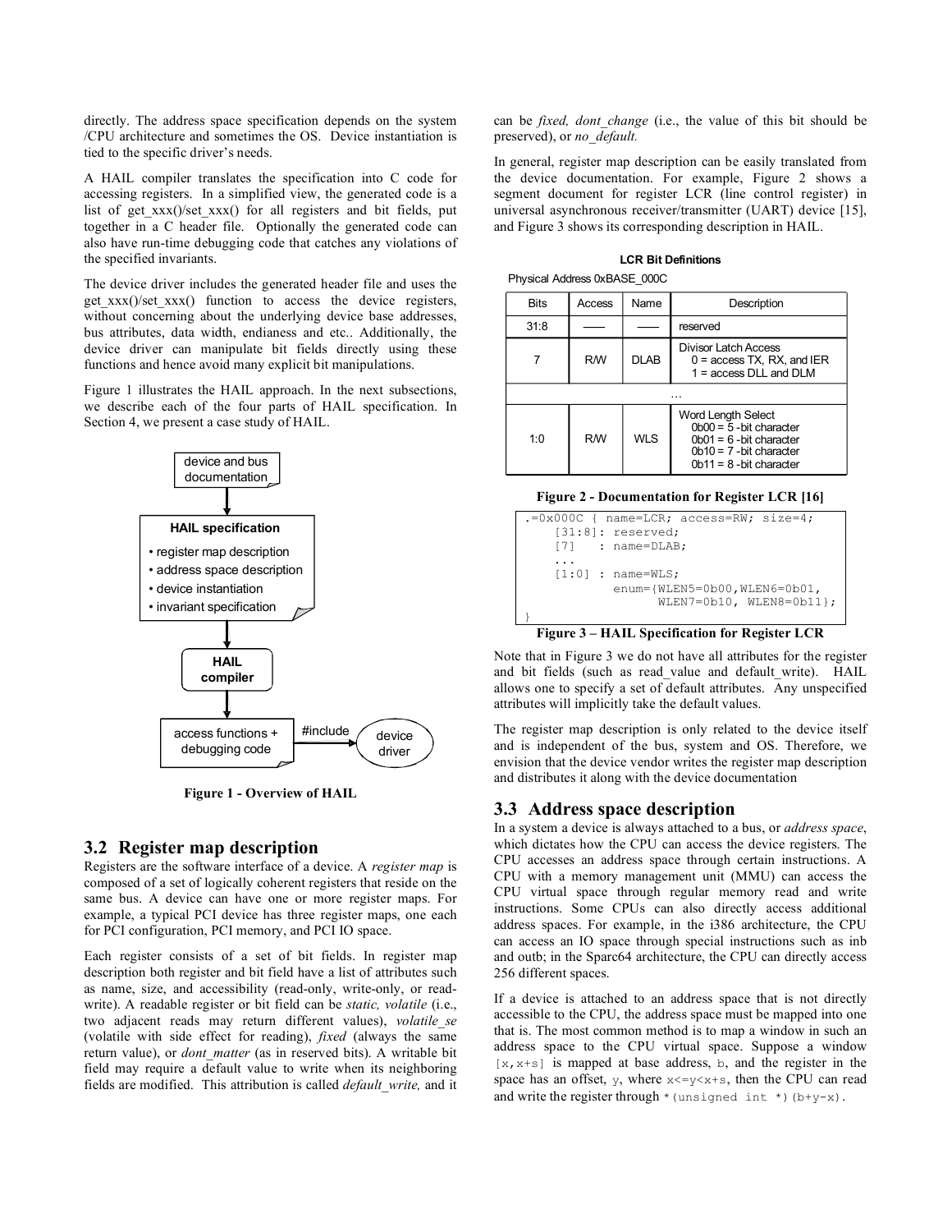directly. The address space specification depends on the system /CPU architecture and sometimes the OS. Device instantiation is tied to the specific driver's needs.

A HAIL compiler translates the specification into C code for accessing registers. In a simplified view, the generated code is a list of get_xxx()/set_xxx() for all registers and bit fields, put together in a C header file. Optionally the generated code can also have run-time debugging code that catches any violations of the specified invariants.

The device driver includes the generated header file and uses the get_xxx()/set_xxx() function to access the device registers, without concerning about the underlying device base addresses, bus attributes, data width, endianess and etc.. Additionally, the device driver can manipulate bit fields directly using these functions and hence avoid many explicit bit manipulations.

Figure 1 illustrates the HAIL approach. In the next subsections, we describe each of the four parts of HAIL specification. In Section 4, we present a case study of HAIL.

device and bus documentation

**HAIL specification**
- register map description
- address space description
- device instantiation
- invariant specification

**HAIL compiler**

access functions + debugging code — #include → device driver

**Figure 1 - Overview of HAIL**

## 3.2 Register map description

Registers are the software interface of a device. A *register map* is composed of a set of logically coherent registers that reside on the same bus. A device can have one or more register maps. For example, a typical PCI device has three register maps, one each for PCI configuration, PCI memory, and PCI IO space.

Each register consists of a set of bit fields. In register map description both register and bit field have a list of attributes such as name, size, and accessibility (read-only, write-only, or read-write). A readable register or bit field can be *static, volatile* (i.e., two adjacent reads may return different values), *volatile_se* (volatile with side effect for reading), *fixed* (always the same return value), or *dont_matter* (as in reserved bits). A writable bit field may require a default value to write when its neighboring fields are modified. This attribution is called *default_write,* and it can be *fixed, dont_change* (i.e., the value of this bit should be preserved), or *no_default.*

In general, register map description can be easily translated from the device documentation. For example, Figure 2 shows a segment document for register LCR (line control register) in universal asynchronous receiver/transmitter (UART) device [15], and Figure 3 shows its corresponding description in HAIL.

**LCR Bit Definitions**

Physical Address 0xBASE_000C

| Bits | Access | Name | Description |
|---|---|---|---|
| 31:8 | —— | —— | reserved |
| 7 | R/W | DLAB | Divisor Latch Access<br>0 = access TX, RX, and IER<br>1 = access DLL and DLM |
| … | | | |
| 1:0 | R/W | WLS | Word Length Select<br>0b00 = 5 -bit character<br>0b01 = 6 -bit character<br>0b10 = 7 -bit character<br>0b11 = 8 -bit character |

**Figure 2 - Documentation for Register LCR [16]**

```
.=0x000C { name=LCR; access=RW; size=4;
    [31:8]: reserved;
    [7]   : name=DLAB;
    ...
    [1:0] : name=WLS;
            enum={WLEN5=0b00,WLEN6=0b01,
                  WLEN7=0b10, WLEN8=0b11};
}
```

**Figure 3 – HAIL Specification for Register LCR**

Note that in Figure 3 we do not have all attributes for the register and bit fields (such as read_value and default_write). HAIL allows one to specify a set of default attributes. Any unspecified attributes will implicitly take the default values.

The register map description is only related to the device itself and is independent of the bus, system and OS. Therefore, we envision that the device vendor writes the register map description and distributes it along with the device documentation

## 3.3 Address space description

In a system a device is always attached to a bus, or *address space*, which dictates how the CPU can access the device registers. The CPU accesses an address space through certain instructions. A CPU with a memory management unit (MMU) can access the CPU virtual space through regular memory read and write instructions. Some CPUs can also directly access additional address spaces. For example, in the i386 architecture, the CPU can access an IO space through special instructions such as inb and outb; in the Sparc64 architecture, the CPU can directly access 256 different spaces.

If a device is attached to an address space that is not directly accessible to the CPU, the address space must be mapped into one that is. The most common method is to map a window in such an address space to the CPU virtual space. Suppose a window `[x,x+s]` is mapped at base address, `b`, and the register in the space has an offset, `y`, where `x<=y<x+s`, then the CPU can read and write the register through `*(unsigned int *)(b+y-x)`.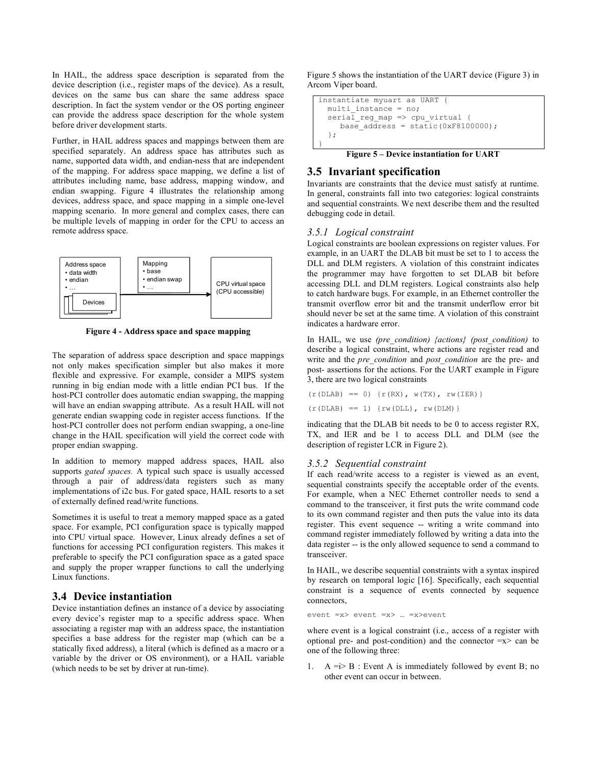In HAIL, the address space description is separated from the device description (i.e., register maps of the device). As a result, devices on the same bus can share the same address space description. In fact the system vendor or the OS porting engineer can provide the address space description for the whole system before driver development starts.

Further, in HAIL address spaces and mappings between them are specified separately. An address space has attributes such as name, supported data width, and endian-ness that are independent of the mapping. For address space mapping, we define a list of attributes including name, base address, mapping window, and endian swapping. Figure 4 illustrates the relationship among devices, address space, and space mapping in a simple one-level mapping scenario. In more general and complex cases, there can be multiple levels of mapping in order for the CPU to access an remote address space.

```
Address space          Mapping
• data width           • base
• endian               • endian swap         CPU virtual space
• …                    • …           ------> (CPU accessible)
   Devices
```

**Figure 4 - Address space and space mapping**

The separation of address space description and space mappings not only makes specification simpler but also makes it more flexible and expressive. For example, consider a MIPS system running in big endian mode with a little endian PCI bus. If the host-PCI controller does automatic endian swapping, the mapping will have an endian swapping attribute. As a result HAIL will not generate endian swapping code in register access functions. If the host-PCI controller does not perform endian swapping, a one-line change in the HAIL specification will yield the correct code with proper endian swapping.

In addition to memory mapped address spaces, HAIL also supports *gated spaces.* A typical such space is usually accessed through a pair of address/data registers such as many implementations of i2c bus. For gated space, HAIL resorts to a set of externally defined read/write functions.

Sometimes it is useful to treat a memory mapped space as a gated space. For example, PCI configuration space is typically mapped into CPU virtual space. However, Linux already defines a set of functions for accessing PCI configuration registers. This makes it preferable to specify the PCI configuration space as a gated space and supply the proper wrapper functions to call the underlying Linux functions.

## 3.4 Device instantiation

Device instantiation defines an instance of a device by associating every device's register map to a specific address space. When associating a register map with an address space, the instantiation specifies a base address for the register map (which can be a statically fixed address), a literal (which is defined as a macro or a variable by the driver or OS environment), or a HAIL variable (which needs to be set by driver at run-time).

Figure 5 shows the instantiation of the UART device (Figure 3) in Arcom Viper board.

```
instantiate myuart as UART {
  multi_instance = no;
  serial_reg_map => cpu_virtual {
     base_address = static(0xF8100000);
  };
}
```

**Figure 5 – Device instantiation for UART**

## 3.5 Invariant specification

Invariants are constraints that the device must satisfy at runtime. In general, constraints fall into two categories: logical constraints and sequential constraints. We next describe them and the resulted debugging code in detail.

### *3.5.1 Logical constraint*

Logical constraints are boolean expressions on register values. For example, in an UART the DLAB bit must be set to 1 to access the DLL and DLM registers. A violation of this constraint indicates the programmer may have forgotten to set DLAB bit before accessing DLL and DLM registers. Logical constraints also help to catch hardware bugs. For example, in an Ethernet controller the transmit overflow error bit and the transmit underflow error bit should never be set at the same time. A violation of this constraint indicates a hardware error.

In HAIL, we use *(pre_condition) {actions} (post_condition)* to describe a logical constraint, where actions are register read and write and the *pre_condition* and *post_condition* are the pre- and post- assertions for the actions. For the UART example in Figure 3, there are two logical constraints

```
(r(DLAB) == 0) {r(RX), w(TX), rw(IER)}
(r(DLAB) == 1) {rw(DLL), rw(DLM)}
```

indicating that the DLAB bit needs to be 0 to access register RX, TX, and IER and be 1 to access DLL and DLM (see the description of register LCR in Figure 2).

### *3.5.2 Sequential constraint*

If each read/write access to a register is viewed as an event, sequential constraints specify the acceptable order of the events. For example, when a NEC Ethernet controller needs to send a command to the transceiver, it first puts the write command code to its own command register and then puts the value into its data register. This event sequence -- writing a write command into command register immediately followed by writing a data into the data register -- is the only allowed sequence to send a command to transceiver.

In HAIL, we describe sequential constraints with a syntax inspired by research on temporal logic [16]. Specifically, each sequential constraint is a sequence of events connected by sequence connectors,

```
event =x> event =x> … =x>event
```

where event is a logical constraint (i.e., access of a register with optional pre- and post-condition) and the connector =x> can be one of the following three:

1. A =i> B : Event A is immediately followed by event B; no other event can occur in between.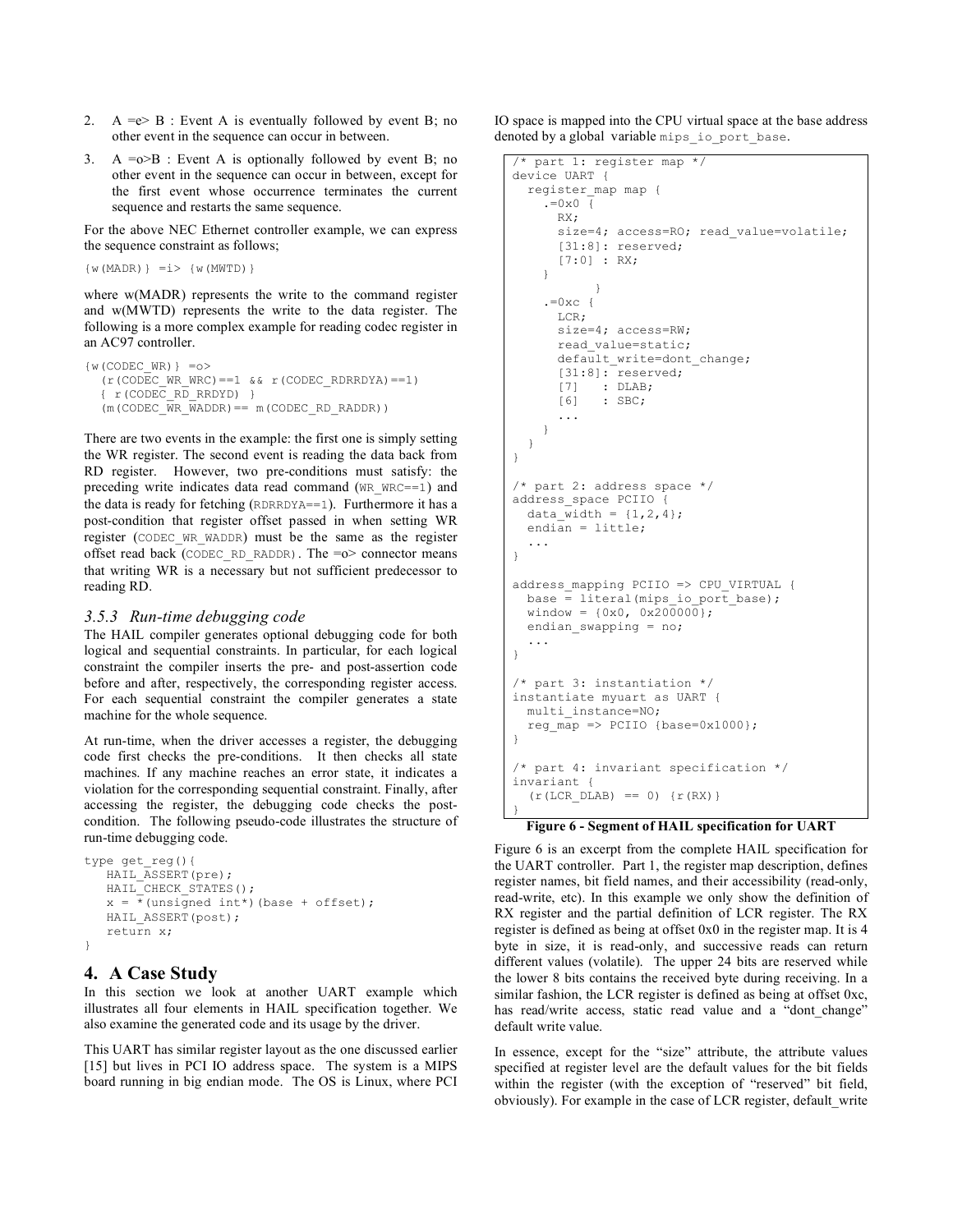2. A =e> B : Event A is eventually followed by event B; no other event in the sequence can occur in between.
3. A =o>B : Event A is optionally followed by event B; no other event in the sequence can occur in between, except for the first event whose occurrence terminates the current sequence and restarts the same sequence.

For the above NEC Ethernet controller example, we can express the sequence constraint as follows;

```
{w(MADR)} =i> {w(MWTD)}
```

where w(MADR) represents the write to the command register and w(MWTD) represents the write to the data register. The following is a more complex example for reading codec register in an AC97 controller.

```
{w(CODEC_WR)} =o>
   (r(CODEC_WR_WRC)==1 && r(CODEC_RDRRDYA)==1)
   { r(CODEC_RD_RRDYD) }
   (m(CODEC_WR_WADDR)== m(CODEC_RD_RADDR))
```

There are two events in the example: the first one is simply setting the WR register. The second event is reading the data back from RD register. However, two pre-conditions must satisfy: the preceding write indicates data read command (`WR_WRC==1`) and the data is ready for fetching (`RDRRDYA==1`). Furthermore it has a post-condition that register offset passed in when setting WR register (`CODEC_WR_WADDR`) must be the same as the register offset read back (`CODEC_RD_RADDR`). The =o> connector means that writing WR is a necessary but not sufficient predecessor to reading RD.

### 3.5.3 Run-time debugging code

The HAIL compiler generates optional debugging code for both logical and sequential constraints. In particular, for each logical constraint the compiler inserts the pre- and post-assertion code before and after, respectively, the corresponding register access. For each sequential constraint the compiler generates a state machine for the whole sequence.

At run-time, when the driver accesses a register, the debugging code first checks the pre-conditions. It then checks all state machines. If any machine reaches an error state, it indicates a violation for the corresponding sequential constraint. Finally, after accessing the register, the debugging code checks the post-condition. The following pseudo-code illustrates the structure of run-time debugging code.

```
type get_reg(){
   HAIL_ASSERT(pre);
   HAIL_CHECK_STATES();
   x = *(unsigned int*)(base + offset);
   HAIL_ASSERT(post);
   return x;
}
```

## 4. A Case Study

In this section we look at another UART example which illustrates all four elements in HAIL specification together. We also examine the generated code and its usage by the driver.

This UART has similar register layout as the one discussed earlier [15] but lives in PCI IO address space. The system is a MIPS board running in big endian mode. The OS is Linux, where PCI IO space is mapped into the CPU virtual space at the base address denoted by a global variable `mips_io_port_base`.

```
/* part 1: register map */
device UART {
  register_map map {
    .=0x0 {
      RX;
      size=4; access=RO; read_value=volatile;
      [31:8]: reserved;
      [7:0] : RX;
    }
          }
    .=0xc {
      LCR;
      size=4; access=RW;
      read_value=static;
      default_write=dont_change;
      [31:8]: reserved;
      [7]   : DLAB;
      [6]   : SBC;
      ...
    }
  }
}

/* part 2: address space */
address_space PCIIO {
  data_width = {1,2,4};
  endian = little;
  ...
}

address_mapping PCIIO => CPU_VIRTUAL {
  base = literal(mips_io_port_base);
  window = {0x0, 0x200000};
  endian_swapping = no;
  ...
}

/* part 3: instantiation */
instantiate myuart as UART {
  multi_instance=NO;
  reg_map => PCIIO {base=0x1000};
}

/* part 4: invariant specification */
invariant {
  (r(LCR_DLAB) == 0) {r(RX)}
}
```

**Figure 6 - Segment of HAIL specification for UART**

Figure 6 is an excerpt from the complete HAIL specification for the UART controller. Part 1, the register map description, defines register names, bit field names, and their accessibility (read-only, read-write, etc). In this example we only show the definition of RX register and the partial definition of LCR register. The RX register is defined as being at offset 0x0 in the register map. It is 4 byte in size, it is read-only, and successive reads can return different values (volatile). The upper 24 bits are reserved while the lower 8 bits contains the received byte during receiving. In a similar fashion, the LCR register is defined as being at offset 0xc, has read/write access, static read value and a "dont_change" default write value.

In essence, except for the "size" attribute, the attribute values specified at register level are the default values for the bit fields within the register (with the exception of "reserved" bit field, obviously). For example in the case of LCR register, default_write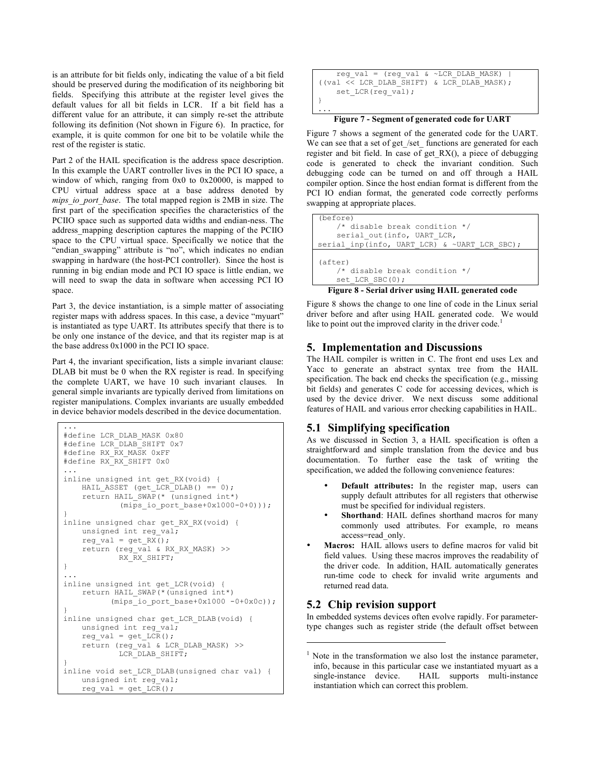is an attribute for bit fields only, indicating the value of a bit field should be preserved during the modification of its neighboring bit fields. Specifying this attribute at the register level gives the default values for all bit fields in LCR. If a bit field has a different value for an attribute, it can simply re-set the attribute following its definition (Not shown in Figure 6). In practice, for example, it is quite common for one bit to be volatile while the rest of the register is static.

Part 2 of the HAIL specification is the address space description. In this example the UART controller lives in the PCI IO space, a window of which, ranging from 0x0 to 0x20000, is mapped to CPU virtual address space at a base address denoted by *mips_io_port_base*. The total mapped region is 2MB in size. The first part of the specification specifies the characteristics of the PCIIO space such as supported data widths and endian-ness. The address_mapping description captures the mapping of the PCIIO space to the CPU virtual space. Specifically we notice that the "endian_swapping" attribute is "no", which indicates no endian swapping in hardware (the host-PCI controller). Since the host is running in big endian mode and PCI IO space is little endian, we will need to swap the data in software when accessing PCI IO space.

Part 3, the device instantiation, is a simple matter of associating register maps with address spaces. In this case, a device "myuart" is instantiated as type UART. Its attributes specify that there is to be only one instance of the device, and that its register map is at the base address 0x1000 in the PCI IO space.

Part 4, the invariant specification, lists a simple invariant clause: DLAB bit must be 0 when the RX register is read. In specifying the complete UART, we have 10 such invariant clauses. In general simple invariants are typically derived from limitations on register manipulations. Complex invariants are usually embedded in device behavior models described in the device documentation.

```
...
#define LCR_DLAB_MASK 0x80
#define LCR_DLAB_SHIFT 0x7
#define RX_RX_MASK 0xFF
#define RX_RX_SHIFT 0x0
...
inline unsigned int get_RX(void) {
    HAIL_ASSET (get_LCR_DLAB() == 0);
    return HAIL_SWAP(* (unsigned int*)
            (mips_io_port_base+0x1000-0+0)));
}
inline unsigned char get_RX_RX(void) {
    unsigned int reg_val;
    reg_val = get_RX();
    return (reg_val & RX_RX_MASK) >>
            RX_RX_SHIFT;
}
...
inline unsigned int get_LCR(void) {
    return HAIL_SWAP(*(unsigned int*)
          (mips_io_port_base+0x1000 -0+0x0c));
}
inline unsigned char get_LCR_DLAB(void) {
    unsigned int reg_val;
    reg_val = get_LCR();
    return (reg_val & LCR_DLAB_MASK) >>
            LCR_DLAB_SHIFT;
}
inline void set_LCR_DLAB(unsigned char val) {
    unsigned int reg_val;
    reg_val = get_LCR();
    reg_val = (reg_val & ~LCR_DLAB_MASK) |
((val << LCR_DLAB_SHIFT) & LCR_DLAB_MASK);
    set_LCR(reg_val);
}
...
```

**Figure 7 - Segment of generated code for UART**

Figure 7 shows a segment of the generated code for the UART. We can see that a set of get_/set_ functions are generated for each register and bit field. In case of get_RX(), a piece of debugging code is generated to check the invariant condition. Such debugging code can be turned on and off through a HAIL compiler option. Since the host endian format is different from the PCI IO endian format, the generated code correctly performs swapping at appropriate places.

```
(before)
    /* disable break condition */
    serial_out(info, UART_LCR,
serial_inp(info, UART_LCR) & ~UART_LCR_SBC);
```

```
(after)
    /* disable break condition */
    set_LCR_SBC(0);
```

**Figure 8 - Serial driver using HAIL generated code**

Figure 8 shows the change to one line of code in the Linux serial driver before and after using HAIL generated code. We would like to point out the improved clarity in the driver code.[1]

## 5. Implementation and Discussions

The HAIL compiler is written in C. The front end uses Lex and Yacc to generate an abstract syntax tree from the HAIL specification. The back end checks the specification (e.g., missing bit fields) and generates C code for accessing devices, which is used by the device driver. We next discuss some additional features of HAIL and various error checking capabilities in HAIL.

## 5.1 Simplifying specification

As we discussed in Section 3, a HAIL specification is often a straightforward and simple translation from the device and bus documentation. To further ease the task of writing the specification, we added the following convenience features:

- **Default attributes:** In the register map, users can supply default attributes for all registers that otherwise must be specified for individual registers.
- **Shorthand**: HAIL defines shorthand macros for many commonly used attributes. For example, ro means access=read_only.
- **Macros:** HAIL allows users to define macros for valid bit field values. Using these macros improves the readability of the driver code. In addition, HAIL automatically generates run-time code to check for invalid write arguments and returned read data.

## 5.2 Chip revision support

In embedded systems devices often evolve rapidly. For parameter-type changes such as register stride (the default offset between

[1] Note in the transformation we also lost the instance parameter, info, because in this particular case we instantiated myuart as a single-instance device. HAIL supports multi-instance instantiation which can correct this problem.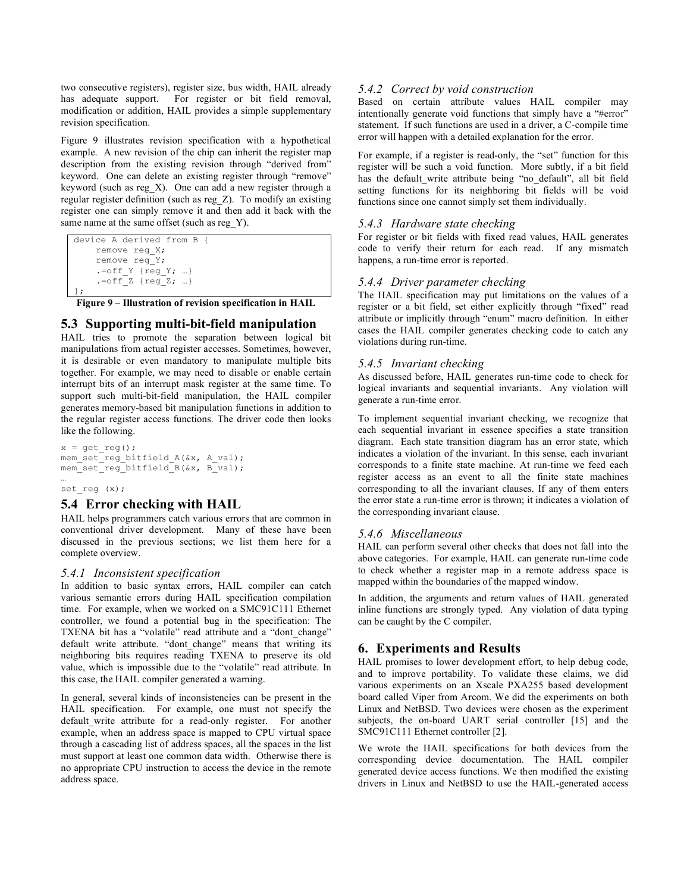two consecutive registers), register size, bus width, HAIL already has adequate support. For register or bit field removal, modification or addition, HAIL provides a simple supplementary revision specification.

Figure 9 illustrates revision specification with a hypothetical example. A new revision of the chip can inherit the register map description from the existing revision through "derived from" keyword. One can delete an existing register through "remove" keyword (such as reg_X). One can add a new register through a regular register definition (such as reg_Z). To modify an existing register one can simply remove it and then add it back with the same name at the same offset (such as reg_Y).

```
device A derived from B {
    remove reg_X;
    remove reg_Y;
    .=off_Y {reg_Y; …}
    .=off_Z {reg_Z; …}
};
```

**Figure 9 – Illustration of revision specification in HAIL**

## 5.3 Supporting multi-bit-field manipulation

HAIL tries to promote the separation between logical bit manipulations from actual register accesses. Sometimes, however, it is desirable or even mandatory to manipulate multiple bits together. For example, we may need to disable or enable certain interrupt bits of an interrupt mask register at the same time. To support such multi-bit-field manipulation, the HAIL compiler generates memory-based bit manipulation functions in addition to the regular register access functions. The driver code then looks like the following.

```
x = get_reg();
mem_set_reg_bitfield_A(&x, A_val);
mem_set_reg_bitfield_B(&x, B_val);
…
set_reg (x);
```

## 5.4 Error checking with HAIL

HAIL helps programmers catch various errors that are common in conventional driver development. Many of these have been discussed in the previous sections; we list them here for a complete overview.

### *5.4.1 Inconsistent specification*

In addition to basic syntax errors, HAIL compiler can catch various semantic errors during HAIL specification compilation time. For example, when we worked on a SMC91C111 Ethernet controller, we found a potential bug in the specification: The TXENA bit has a "volatile" read attribute and a "dont_change" default write attribute. "dont_change" means that writing its neighboring bits requires reading TXENA to preserve its old value, which is impossible due to the "volatile" read attribute. In this case, the HAIL compiler generated a warning.

In general, several kinds of inconsistencies can be present in the HAIL specification. For example, one must not specify the default_write attribute for a read-only register. For another example, when an address space is mapped to CPU virtual space through a cascading list of address spaces, all the spaces in the list must support at least one common data width. Otherwise there is no appropriate CPU instruction to access the device in the remote address space.

### *5.4.2 Correct by void construction*

Based on certain attribute values HAIL compiler may intentionally generate void functions that simply have a "#error" statement. If such functions are used in a driver, a C-compile time error will happen with a detailed explanation for the error.

For example, if a register is read-only, the "set" function for this register will be such a void function. More subtly, if a bit field has the default_write attribute being "no_default", all bit field setting functions for its neighboring bit fields will be void functions since one cannot simply set them individually.

### *5.4.3 Hardware state checking*

For register or bit fields with fixed read values, HAIL generates code to verify their return for each read. If any mismatch happens, a run-time error is reported.

### *5.4.4 Driver parameter checking*

The HAIL specification may put limitations on the values of a register or a bit field, set either explicitly through "fixed" read attribute or implicitly through "enum" macro definition. In either cases the HAIL compiler generates checking code to catch any violations during run-time.

### *5.4.5 Invariant checking*

As discussed before, HAIL generates run-time code to check for logical invariants and sequential invariants. Any violation will generate a run-time error.

To implement sequential invariant checking, we recognize that each sequential invariant in essence specifies a state transition diagram. Each state transition diagram has an error state, which indicates a violation of the invariant. In this sense, each invariant corresponds to a finite state machine. At run-time we feed each register access as an event to all the finite state machines corresponding to all the invariant clauses. If any of them enters the error state a run-time error is thrown; it indicates a violation of the corresponding invariant clause.

### *5.4.6 Miscellaneous*

HAIL can perform several other checks that does not fall into the above categories. For example, HAIL can generate run-time code to check whether a register map in a remote address space is mapped within the boundaries of the mapped window.

In addition, the arguments and return values of HAIL generated inline functions are strongly typed. Any violation of data typing can be caught by the C compiler.

# 6. Experiments and Results

HAIL promises to lower development effort, to help debug code, and to improve portability. To validate these claims, we did various experiments on an Xscale PXA255 based development board called Viper from Arcom. We did the experiments on both Linux and NetBSD. Two devices were chosen as the experiment subjects, the on-board UART serial controller [15] and the SMC91C111 Ethernet controller [2].

We wrote the HAIL specifications for both devices from the corresponding device documentation. The HAIL compiler generated device access functions. We then modified the existing drivers in Linux and NetBSD to use the HAIL-generated access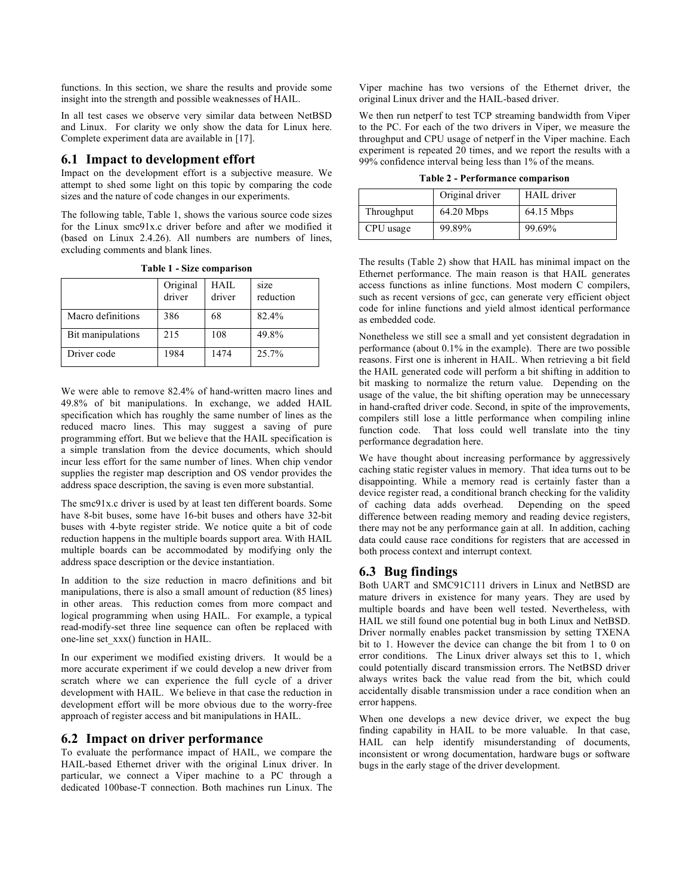functions. In this section, we share the results and provide some insight into the strength and possible weaknesses of HAIL.

In all test cases we observe very similar data between NetBSD and Linux. For clarity we only show the data for Linux here. Complete experiment data are available in [17].

## 6.1 Impact to development effort

Impact on the development effort is a subjective measure. We attempt to shed some light on this topic by comparing the code sizes and the nature of code changes in our experiments.

The following table, Table 1, shows the various source code sizes for the Linux smc91x.c driver before and after we modified it (based on Linux 2.4.26). All numbers are numbers of lines, excluding comments and blank lines.

**Table 1 - Size comparison**

| | Original driver | HAIL driver | size reduction |
|---|---|---|---|
| Macro definitions | 386 | 68 | 82.4% |
| Bit manipulations | 215 | 108 | 49.8% |
| Driver code | 1984 | 1474 | 25.7% |

We were able to remove 82.4% of hand-written macro lines and 49.8% of bit manipulations. In exchange, we added HAIL specification which has roughly the same number of lines as the reduced macro lines. This may suggest a saving of pure programming effort. But we believe that the HAIL specification is a simple translation from the device documents, which should incur less effort for the same number of lines. When chip vendor supplies the register map description and OS vendor provides the address space description, the saving is even more substantial.

The smc91x.c driver is used by at least ten different boards. Some have 8-bit buses, some have 16-bit buses and others have 32-bit buses with 4-byte register stride. We notice quite a bit of code reduction happens in the multiple boards support area. With HAIL multiple boards can be accommodated by modifying only the address space description or the device instantiation.

In addition to the size reduction in macro definitions and bit manipulations, there is also a small amount of reduction (85 lines) in other areas. This reduction comes from more compact and logical programming when using HAIL. For example, a typical read-modify-set three line sequence can often be replaced with one-line set_xxx() function in HAIL.

In our experiment we modified existing drivers. It would be a more accurate experiment if we could develop a new driver from scratch where we can experience the full cycle of a driver development with HAIL. We believe in that case the reduction in development effort will be more obvious due to the worry-free approach of register access and bit manipulations in HAIL.

## 6.2 Impact on driver performance

To evaluate the performance impact of HAIL, we compare the HAIL-based Ethernet driver with the original Linux driver. In particular, we connect a Viper machine to a PC through a dedicated 100base-T connection. Both machines run Linux. The Viper machine has two versions of the Ethernet driver, the original Linux driver and the HAIL-based driver.

We then run netperf to test TCP streaming bandwidth from Viper to the PC. For each of the two drivers in Viper, we measure the throughput and CPU usage of netperf in the Viper machine. Each experiment is repeated 20 times, and we report the results with a 99% confidence interval being less than 1% of the means.

**Table 2 - Performance comparison**

| | Original driver | HAIL driver |
|---|---|---|
| Throughput | 64.20 Mbps | 64.15 Mbps |
| CPU usage | 99.89% | 99.69% |

The results (Table 2) show that HAIL has minimal impact on the Ethernet performance. The main reason is that HAIL generates access functions as inline functions. Most modern C compilers, such as recent versions of gcc, can generate very efficient object code for inline functions and yield almost identical performance as embedded code.

Nonetheless we still see a small and yet consistent degradation in performance (about 0.1% in the example). There are two possible reasons. First one is inherent in HAIL. When retrieving a bit field the HAIL generated code will perform a bit shifting in addition to bit masking to normalize the return value. Depending on the usage of the value, the bit shifting operation may be unnecessary in hand-crafted driver code. Second, in spite of the improvements, compilers still lose a little performance when compiling inline function code. That loss could well translate into the tiny performance degradation here.

We have thought about increasing performance by aggressively caching static register values in memory. That idea turns out to be disappointing. While a memory read is certainly faster than a device register read, a conditional branch checking for the validity of caching data adds overhead. Depending on the speed difference between reading memory and reading device registers, there may not be any performance gain at all. In addition, caching data could cause race conditions for registers that are accessed in both process context and interrupt context.

## 6.3 Bug findings

Both UART and SMC91C111 drivers in Linux and NetBSD are mature drivers in existence for many years. They are used by multiple boards and have been well tested. Nevertheless, with HAIL we still found one potential bug in both Linux and NetBSD. Driver normally enables packet transmission by setting TXENA bit to 1. However the device can change the bit from 1 to 0 on error conditions. The Linux driver always set this to 1, which could potentially discard transmission errors. The NetBSD driver always writes back the value read from the bit, which could accidentally disable transmission under a race condition when an error happens.

When one develops a new device driver, we expect the bug finding capability in HAIL to be more valuable. In that case, HAIL can help identify misunderstanding of documents, inconsistent or wrong documentation, hardware bugs or software bugs in the early stage of the driver development.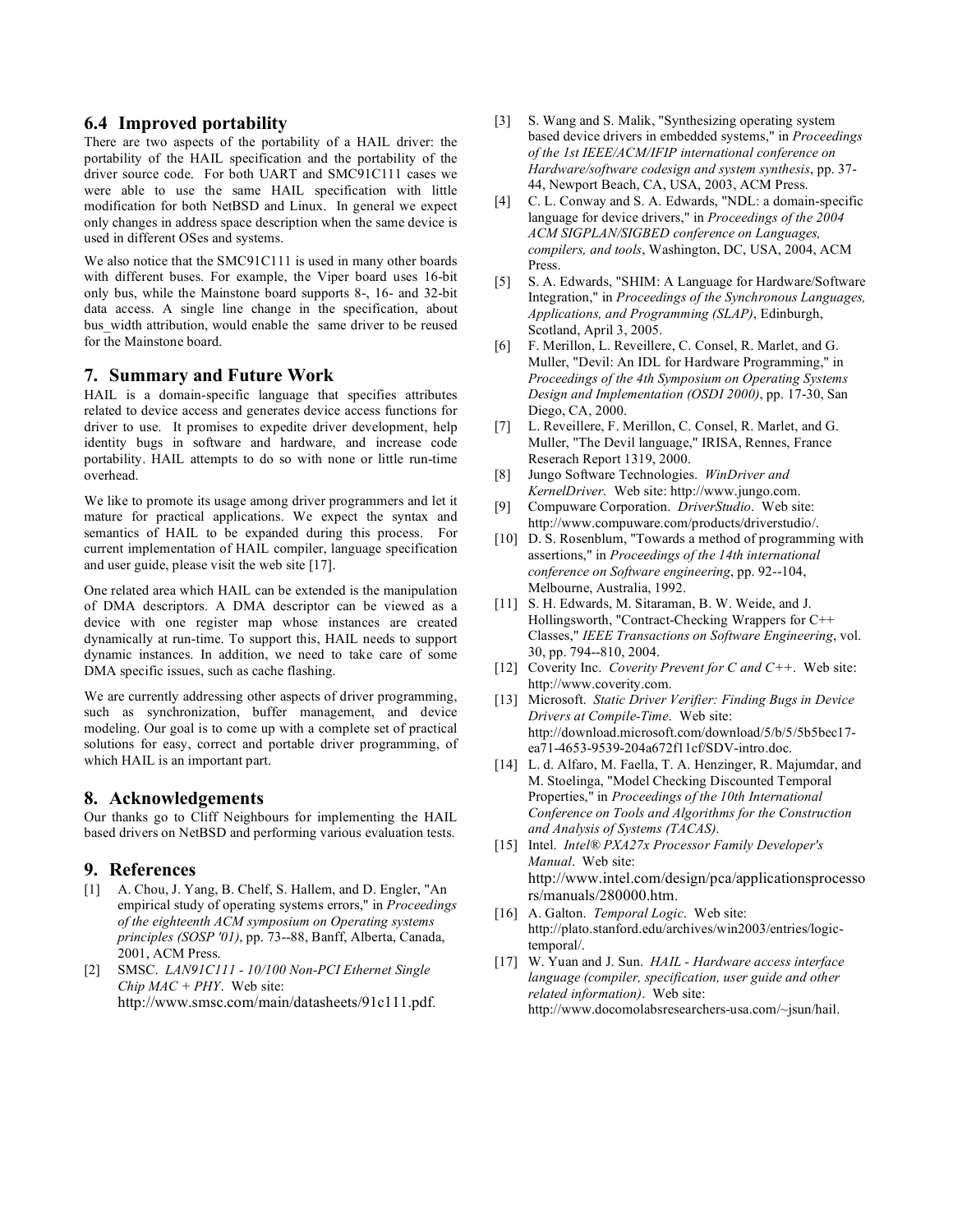## 6.4 Improved portability

There are two aspects of the portability of a HAIL driver: the portability of the HAIL specification and the portability of the driver source code. For both UART and SMC91C111 cases we were able to use the same HAIL specification with little modification for both NetBSD and Linux. In general we expect only changes in address space description when the same device is used in different OSes and systems.

We also notice that the SMC91C111 is used in many other boards with different buses. For example, the Viper board uses 16-bit only bus, while the Mainstone board supports 8-, 16- and 32-bit data access. A single line change in the specification, about bus_width attribution, would enable the same driver to be reused for the Mainstone board.

# 7. Summary and Future Work

HAIL is a domain-specific language that specifies attributes related to device access and generates device access functions for driver to use. It promises to expedite driver development, help identity bugs in software and hardware, and increase code portability. HAIL attempts to do so with none or little run-time overhead.

We like to promote its usage among driver programmers and let it mature for practical applications. We expect the syntax and semantics of HAIL to be expanded during this process. For current implementation of HAIL compiler, language specification and user guide, please visit the web site [17].

One related area which HAIL can be extended is the manipulation of DMA descriptors. A DMA descriptor can be viewed as a device with one register map whose instances are created dynamically at run-time. To support this, HAIL needs to support dynamic instances. In addition, we need to take care of some DMA specific issues, such as cache flashing.

We are currently addressing other aspects of driver programming, such as synchronization, buffer management, and device modeling. Our goal is to come up with a complete set of practical solutions for easy, correct and portable driver programming, of which HAIL is an important part.

# 8. Acknowledgements

Our thanks go to Cliff Neighbours for implementing the HAIL based drivers on NetBSD and performing various evaluation tests.

# 9. References

[1] A. Chou, J. Yang, B. Chelf, S. Hallem, and D. Engler, "An empirical study of operating systems errors," in *Proceedings of the eighteenth ACM symposium on Operating systems principles (SOSP '01)*, pp. 73--88, Banff, Alberta, Canada, 2001, ACM Press.

[2] SMSC. *LAN91C111 - 10/100 Non-PCI Ethernet Single Chip MAC + PHY*. Web site: http://www.smsc.com/main/datasheets/91c111.pdf.

[3] S. Wang and S. Malik, "Synthesizing operating system based device drivers in embedded systems," in *Proceedings of the 1st IEEE/ACM/IFIP international conference on Hardware/software codesign and system synthesis*, pp. 37-44, Newport Beach, CA, USA, 2003, ACM Press.

[4] C. L. Conway and S. A. Edwards, "NDL: a domain-specific language for device drivers," in *Proceedings of the 2004 ACM SIGPLAN/SIGBED conference on Languages, compilers, and tools*, Washington, DC, USA, 2004, ACM Press.

[5] S. A. Edwards, "SHIM: A Language for Hardware/Software Integration," in *Proceedings of the Synchronous Languages, Applications, and Programming (SLAP)*, Edinburgh, Scotland, April 3, 2005.

[6] F. Merillon, L. Reveillere, C. Consel, R. Marlet, and G. Muller, "Devil: An IDL for Hardware Programming," in *Proceedings of the 4th Symposium on Operating Systems Design and Implementation (OSDI 2000)*, pp. 17-30, San Diego, CA, 2000.

[7] L. Reveillere, F. Merillon, C. Consel, R. Marlet, and G. Muller, "The Devil language," IRISA, Rennes, France Reserach Report 1319, 2000.

[8] Jungo Software Technologies. *WinDriver and KernelDriver*. Web site: http://www.jungo.com.

[9] Compuware Corporation. *DriverStudio*. Web site: http://www.compuware.com/products/driverstudio/.

[10] D. S. Rosenblum, "Towards a method of programming with assertions," in *Proceedings of the 14th international conference on Software engineering*, pp. 92--104, Melbourne, Australia, 1992.

[11] S. H. Edwards, M. Sitaraman, B. W. Weide, and J. Hollingsworth, "Contract-Checking Wrappers for C++ Classes," *IEEE Transactions on Software Engineering*, vol. 30, pp. 794--810, 2004.

[12] Coverity Inc. *Coverity Prevent for C and C++*. Web site: http://www.coverity.com.

[13] Microsoft. *Static Driver Verifier: Finding Bugs in Device Drivers at Compile-Time*. Web site: http://download.microsoft.com/download/5/b/5/5b5bec17-ea71-4653-9539-204a672f11cf/SDV-intro.doc.

[14] L. d. Alfaro, M. Faella, T. A. Henzinger, R. Majumdar, and M. Stoelinga, "Model Checking Discounted Temporal Properties," in *Proceedings of the 10th International Conference on Tools and Algorithms for the Construction and Analysis of Systems (TACAS)*.

[15] Intel. *Intel® PXA27x Processor Family Developer's Manual*. Web site: http://www.intel.com/design/pca/applicationsprocessors/manuals/280000.htm.

[16] A. Galton. *Temporal Logic*. Web site: http://plato.stanford.edu/archives/win2003/entries/logic-temporal/.

[17] W. Yuan and J. Sun. *HAIL - Hardware access interface language (compiler, specification, user guide and other related information)*. Web site: http://www.docomolabsresearchers-usa.com/~jsun/hail.